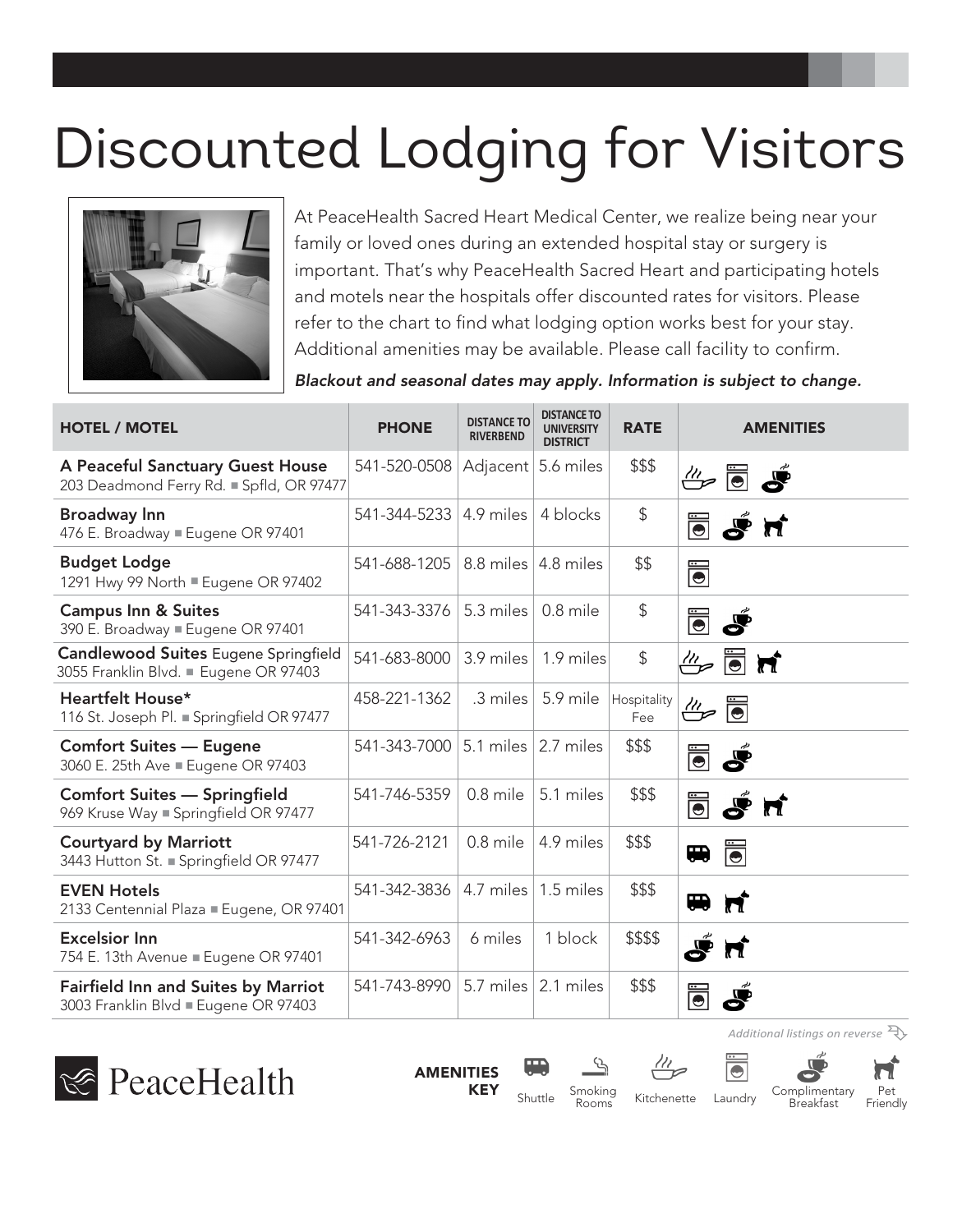# Discounted Lodging for Visitors

At PeaceHealth Sacred Heart Medical Center, we realize being near your family or loved ones during an extended hospital stay or surgery is important. That's why PeaceHealth Sacred Heart and participating hotels and motels near the hospitals offer discounted rates for visitors. Please refer to the chart to find what lodging option works best for your stay. Additional amenities may be available. Please call facility to confirm.

***Blackout and seasonal dates may apply. Information is subject to change.***

| HOTEL / MOTEL | PHONE | DISTANCE TO RIVERBEND | DISTANCE TO UNIVERSITY DISTRICT | RATE | AMENITIES |
|---|---|---|---|---|---|
| **A Peaceful Sanctuary Guest House** 203 Deadmond Ferry Rd. ■ Spfld, OR 97477 | 541-520-0508 | Adjacent | 5.6 miles | $$$ | Kitchenette, Laundry, Complimentary Breakfast |
| **Broadway Inn** 476 E. Broadway ■ Eugene OR 97401 | 541-344-5233 | 4.9 miles | 4 blocks | $ | Laundry, Complimentary Breakfast, Pet Friendly |
| **Budget Lodge** 1291 Hwy 99 North ■ Eugene OR 97402 | 541-688-1205 | 8.8 miles | 4.8 miles | $$ | Laundry |
| **Campus Inn & Suites** 390 E. Broadway ■ Eugene OR 97401 | 541-343-3376 | 5.3 miles | 0.8 mile | $ | Laundry, Complimentary Breakfast |
| **Candlewood Suites** Eugene Springfield 3055 Franklin Blvd. ■ Eugene OR 97403 | 541-683-8000 | 3.9 miles | 1.9 miles | $ | Kitchenette, Laundry, Pet Friendly |
| **Heartfelt House*** 116 St. Joseph Pl. ■ Springfield OR 97477 | 458-221-1362 | .3 miles | 5.9 mile | Hospitality Fee | Kitchenette, Laundry |
| **Comfort Suites — Eugene** 3060 E. 25th Ave ■ Eugene OR 97403 | 541-343-7000 | 5.1 miles | 2.7 miles | $$$ | Laundry, Complimentary Breakfast |
| **Comfort Suites — Springfield** 969 Kruse Way ■ Springfield OR 97477 | 541-746-5359 | 0.8 mile | 5.1 miles | $$$ | Laundry, Complimentary Breakfast, Pet Friendly |
| **Courtyard by Marriott** 3443 Hutton St. ■ Springfield OR 97477 | 541-726-2121 | 0.8 mile | 4.9 miles | $$$ | Shuttle, Laundry |
| **EVEN Hotels** 2133 Centennial Plaza ■ Eugene, OR 97401 | 541-342-3836 | 4.7 miles | 1.5 miles | $$$ | Shuttle, Pet Friendly |
| **Excelsior Inn** 754 E. 13th Avenue ■ Eugene OR 97401 | 541-342-6963 | 6 miles | 1 block | $$$$ | Complimentary Breakfast, Pet Friendly |
| **Fairfield Inn and Suites by Marriot** 3003 Franklin Blvd ■ Eugene OR 97403 | 541-743-8990 | 5.7 miles | 2.1 miles | $$$ | Laundry, Complimentary Breakfast |

*Additional listings on reverse*

PeaceHealth

**AMENITIES KEY**: Shuttle, Smoking Rooms, Kitchenette, Laundry, Complimentary Breakfast, Pet Friendly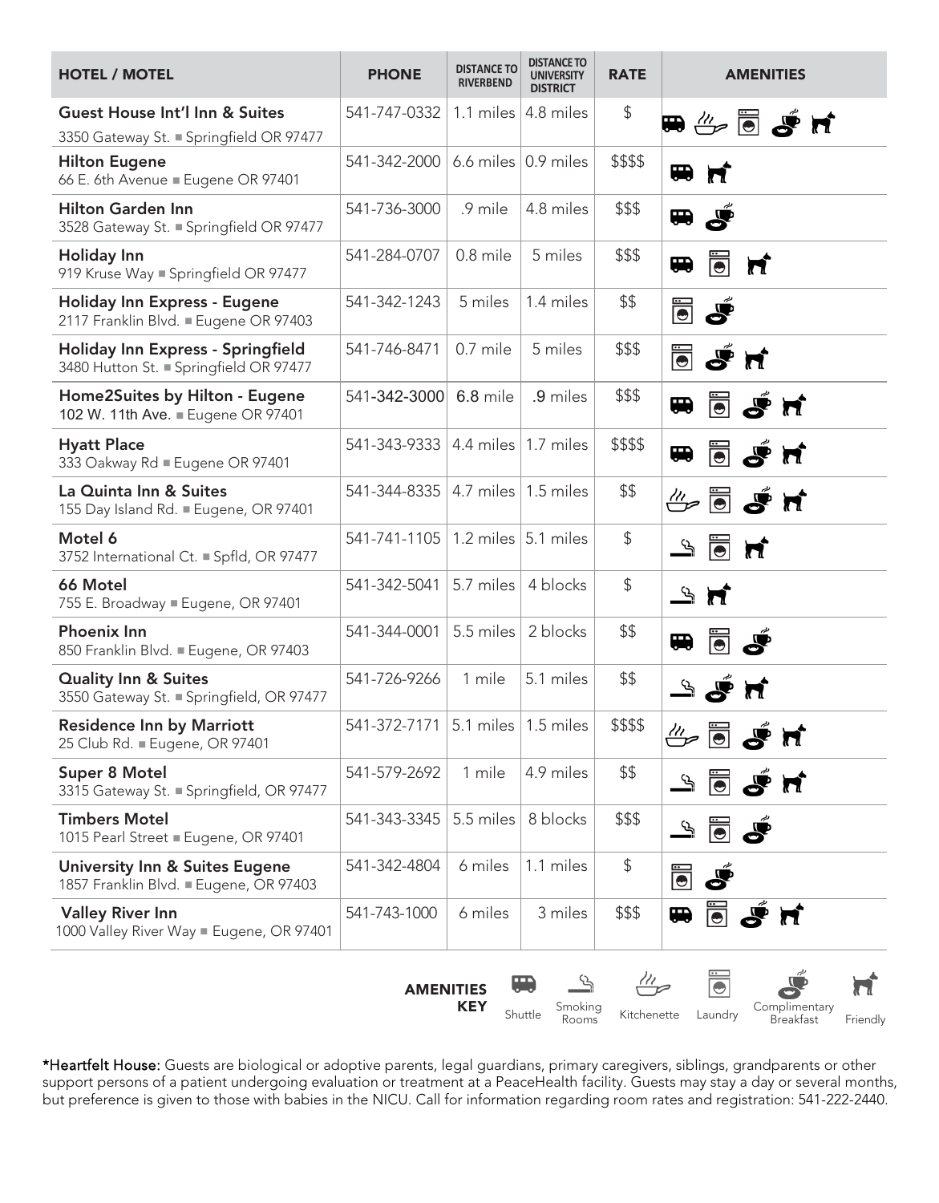| HOTEL / MOTEL | PHONE | DISTANCE TO RIVERBEND | DISTANCE TO UNIVERSITY DISTRICT | RATE | AMENITIES |
|---|---|---|---|---|---|
| **Guest House Int'l Inn & Suites**<br>3350 Gateway St. ■ Springfield OR 97477 | 541-747-0332 | 1.1 miles | 4.8 miles | $ | Shuttle, Kitchenette, Laundry, Complimentary Breakfast, Friendly |
| **Hilton Eugene**<br>66 E. 6th Avenue ■ Eugene OR 97401 | 541-342-2000 | 6.6 miles | 0.9 miles | $$$$ | Shuttle, Friendly |
| **Hilton Garden Inn**<br>3528 Gateway St. ■ Springfield OR 97477 | 541-736-3000 | .9 mile | 4.8 miles | $$$ | Shuttle, Complimentary Breakfast |
| **Holiday Inn**<br>919 Kruse Way ■ Springfield OR 97477 | 541-284-0707 | 0.8 mile | 5 miles | $$$ | Shuttle, Laundry, Friendly |
| **Holiday Inn Express - Eugene**<br>2117 Franklin Blvd. ■ Eugene OR 97403 | 541-342-1243 | 5 miles | 1.4 miles | $$ | Laundry, Complimentary Breakfast |
| **Holiday Inn Express - Springfield**<br>3480 Hutton St. ■ Springfield OR 97477 | 541-746-8471 | 0.7 mile | 5 miles | $$$ | Laundry, Complimentary Breakfast, Friendly |
| **Home2Suites by Hilton - Eugene**<br>102 W. 11th Ave. ■ Eugene OR 97401 | 541-342-3000 | 6.8 mile | .9 miles | $$$ | Shuttle, Laundry, Complimentary Breakfast, Friendly |
| **Hyatt Place**<br>333 Oakway Rd ■ Eugene OR 97401 | 541-343-9333 | 4.4 miles | 1.7 miles | $$$$ | Shuttle, Laundry, Complimentary Breakfast, Friendly |
| **La Quinta Inn & Suites**<br>155 Day Island Rd. ■ Eugene, OR 97401 | 541-344-8335 | 4.7 miles | 1.5 miles | $$ | Kitchenette, Laundry, Complimentary Breakfast, Friendly |
| **Motel 6**<br>3752 International Ct. ■ Spfld, OR 97477 | 541-741-1105 | 1.2 miles | 5.1 miles | $ | Smoking Rooms, Laundry, Friendly |
| **66 Motel**<br>755 E. Broadway ■ Eugene, OR 97401 | 541-342-5041 | 5.7 miles | 4 blocks | $ | Smoking Rooms, Friendly |
| **Phoenix Inn**<br>850 Franklin Blvd. ■ Eugene, OR 97403 | 541-344-0001 | 5.5 miles | 2 blocks | $$ | Shuttle, Laundry, Complimentary Breakfast |
| **Quality Inn & Suites**<br>3550 Gateway St. ■ Springfield, OR 97477 | 541-726-9266 | 1 mile | 5.1 miles | $$ | Smoking Rooms, Complimentary Breakfast, Friendly |
| **Residence Inn by Marriott**<br>25 Club Rd. ■ Eugene, OR 97401 | 541-372-7171 | 5.1 miles | 1.5 miles | $$$$ | Kitchenette, Laundry, Complimentary Breakfast, Friendly |
| **Super 8 Motel**<br>3315 Gateway St. ■ Springfield, OR 97477 | 541-579-2692 | 1 mile | 4.9 miles | $$ | Smoking Rooms, Laundry, Complimentary Breakfast, Friendly |
| **Timbers Motel**<br>1015 Pearl Street ■ Eugene, OR 97401 | 541-343-3345 | 5.5 miles | 8 blocks | $$$ | Smoking Rooms, Laundry, Complimentary Breakfast |
| **University Inn & Suites Eugene**<br>1857 Franklin Blvd. ■ Eugene, OR 97403 | 541-342-4804 | 6 miles | 1.1 miles | $ | Laundry, Complimentary Breakfast |
| **Valley River Inn**<br>1000 Valley River Way ■ Eugene, OR 97401 | 541-743-1000 | 6 miles | 3 miles | $$$ | Shuttle, Laundry, Complimentary Breakfast, Friendly |

**AMENITIES KEY:** Shuttle, Smoking Rooms, Kitchenette, Laundry, Complimentary Breakfast, Friendly

**\*Heartfelt House:** Guests are biological or adoptive parents, legal guardians, primary caregivers, siblings, grandparents or other support persons of a patient undergoing evaluation or treatment at a PeaceHealth facility. Guests may stay a day or several months, but preference is given to those with babies in the NICU. Call for information regarding room rates and registration: 541-222-2440.